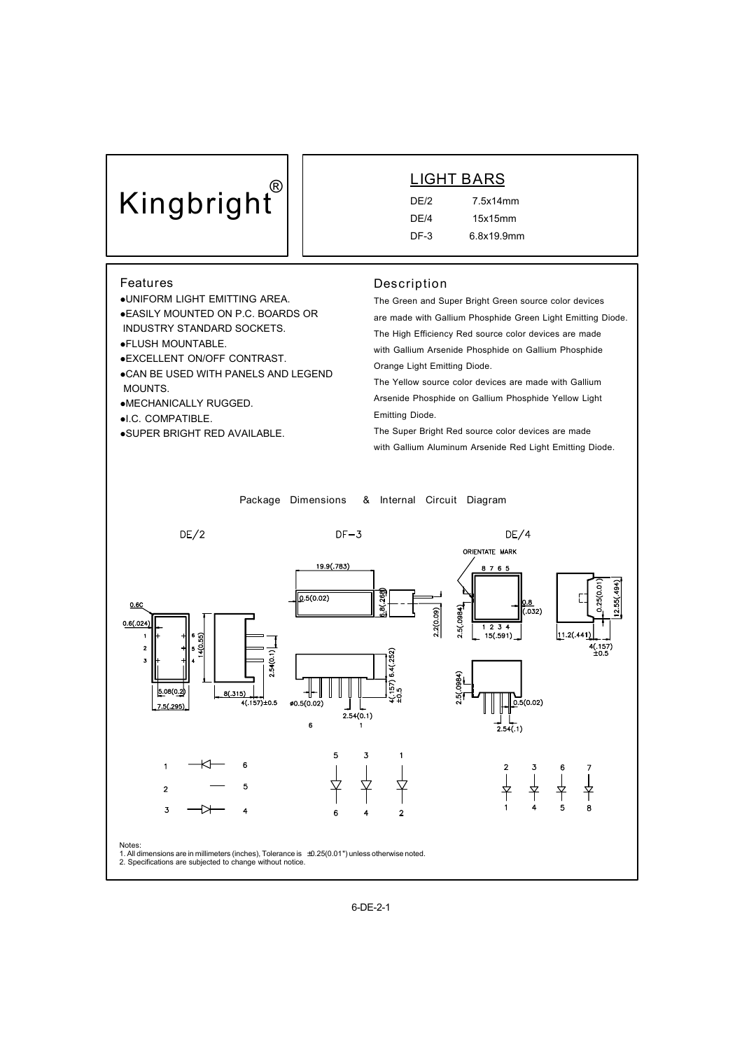# Kingbright®

## LIGHT BARS

| | |
|---|---|
| DE/2 | 7.5x14mm |
| DE/4 | 15x15mm |
| DF-3 | 6.8x19.9mm |

## Features

- UNIFORM LIGHT EMITTING AREA.
- EASILY MOUNTED ON P.C. BOARDS OR INDUSTRY STANDARD SOCKETS.
- FLUSH MOUNTABLE.
- EXCELLENT ON/OFF CONTRAST.
- CAN BE USED WITH PANELS AND LEGEND MOUNTS.
- MECHANICALLY RUGGED.
- I.C. COMPATIBLE.
- SUPER BRIGHT RED AVAILABLE.

## Description

The Green and Super Bright Green source color devices are made with Gallium Phosphide Green Light Emitting Diode.

The High Efficiency Red source color devices are made with Gallium Arsenide Phosphide on Gallium Phosphide Orange Light Emitting Diode.

The Yellow source color devices are made with Gallium Arsenide Phosphide on Gallium Phosphide Yellow Light Emitting Diode.

The Super Bright Red source color devices are made with Gallium Aluminum Arsenide Red Light Emitting Diode.

## Package Dimensions & Internal Circuit Diagram

DE/2 DF-3 DE/4

Notes:
1. All dimensions are in millimeters (inches), Tolerance is ±0.25(0.01") unless otherwise noted.
2. Specifications are subjected to change without notice.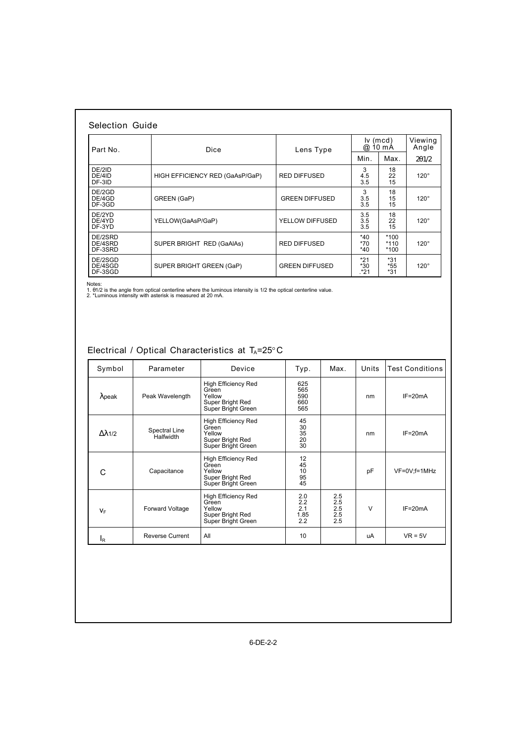## Selection Guide

| Part No. | Dice | Lens Type | Iv (mcd) @ 10 mA | | Viewing Angle |
|---|---|---|---|---|---|
| | | | Min. | Max. | $2\theta 1/2$ |
| DE/2ID<br>DE/4ID<br>DF-3ID | HIGH EFFICIENCY RED (GaAsP/GaP) | RED DIFFUSED | 3<br>4.5<br>3.5 | 18<br>22<br>15 | 120° |
| DE/2GD<br>DE/4GD<br>DF-3GD | GREEN (GaP) | GREEN DIFFUSED | 3<br>3.5<br>3.5 | 18<br>15<br>15 | 120° |
| DE/2YD<br>DE/4YD<br>DF-3YD | YELLOW(GaAsP/GaP) | YELLOW DIFFUSED | 3.5<br>3.5<br>3.5 | 18<br>22<br>15 | 120° |
| DE/2SRD<br>DE/4SRD<br>DF-3SRD | SUPER BRIGHT RED (GaAlAs) | RED DIFFUSED | *40<br>*70<br>*40 | *100<br>*110<br>*100 | 120° |
| DE/2SGD<br>DE/4SGD<br>DF-3SGD | SUPER BRIGHT GREEN (GaP) | GREEN DIFFUSED | *21<br>*30<br>.*21 | *31<br>*55<br>*31 | 120° |

Notes:
1. θ1/2 is the angle from optical centerline where the luminous intensity is 1/2 the optical centerline value.
2. *Luminous intensity with asterisk is measured at 20 mA.

## Electrical / Optical Characteristics at $T_A$=25°C

| Symbol | Parameter | Device | Typ. | Max. | Units | Test Conditions |
|---|---|---|---|---|---|---|
| $\lambda_{peak}$ | Peak Wavelength | High Efficiency Red<br>Green<br>Yellow<br>Super Bright Red<br>Super Bright Green | 625<br>565<br>590<br>660<br>565 | | nm | IF=20mA |
| $\Delta\lambda_{1/2}$ | Spectral Line Halfwidth | High Efficiency Red<br>Green<br>Yellow<br>Super Bright Red<br>Super Bright Green | 45<br>30<br>35<br>20<br>30 | | nm | IF=20mA |
| C | Capacitance | High Efficiency Red<br>Green<br>Yellow<br>Super Bright Red<br>Super Bright Green | 12<br>45<br>10<br>95<br>45 | | pF | VF=0V;f=1MHz |
| $V_F$ | Forward Voltage | High Efficiency Red<br>Green<br>Yellow<br>Super Bright Red<br>Super Bright Green | 2.0<br>2.2<br>2.1<br>1.85<br>2.2 | 2.5<br>2.5<br>2.5<br>2.5<br>2.5 | V | IF=20mA |
| $I_R$ | Reverse Current | All | 10 | | uA | VR = 5V |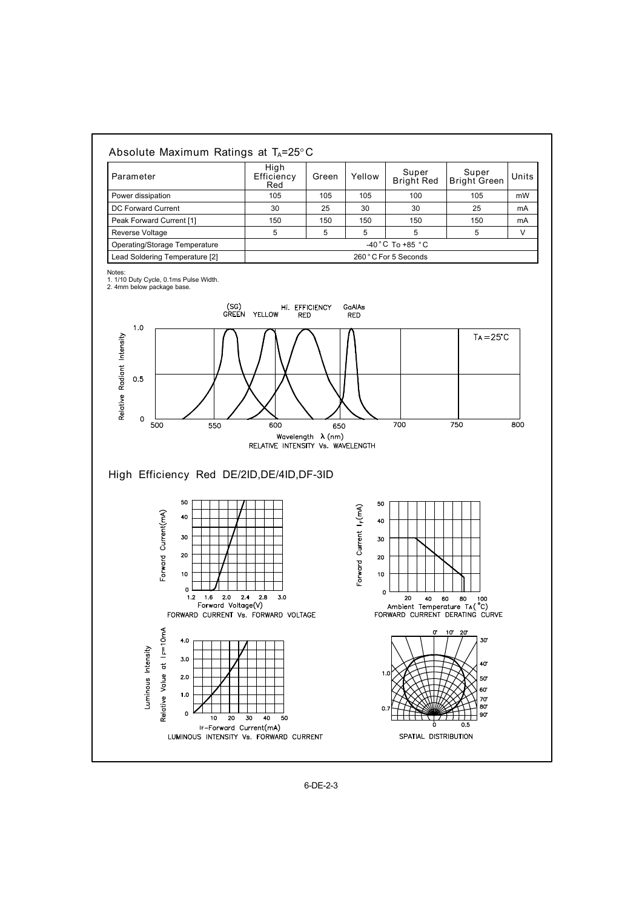## Absolute Maximum Ratings at $T_A$=25°C

| Parameter | High Efficiency Red | Green | Yellow | Super Bright Red | Super Bright Green | Units |
|---|---|---|---|---|---|---|
| Power dissipation | 105 | 105 | 105 | 100 | 105 | mW |
| DC Forward Current | 30 | 25 | 30 | 30 | 25 | mA |
| Peak Forward Current [1] | 150 | 150 | 150 | 150 | 150 | mA |
| Reverse Voltage | 5 | 5 | 5 | 5 | 5 | V |
| Operating/Storage Temperature | -40°C To +85 °C | | | | | |
| Lead Soldering Temperature [2] | 260°C For 5 Seconds | | | | | |

Notes:
1. 1/10 Duty Cycle, 0.1ms Pulse Width.
2. 4mm below package base.

(SG) GREEN YELLOW Hi. EFFICIENCY RED GaAlAs RED

$T_A$=25°C

Relative Radiant Intensity

Wavelength λ (nm)

RELATIVE INTENSITY Vs. WAVELENGTH

## High Efficiency Red DE/2ID,DE/4ID,DF-3ID

Forward Current(mA)

Forward Voltage(V)

FORWARD CURRENT Vs. FORWARD VOLTAGE

Forward Current $I_F$(mA)

Ambient Temperature $T_A$(°C)

FORWARD CURRENT DERATING CURVE

Luminous Intensity Relative Value at $I_F$=10mA

$I_F$-Forward Current(mA)

LUMINOUS INTENSITY Vs. FORWARD CURRENT

SPATIAL DISTRIBUTION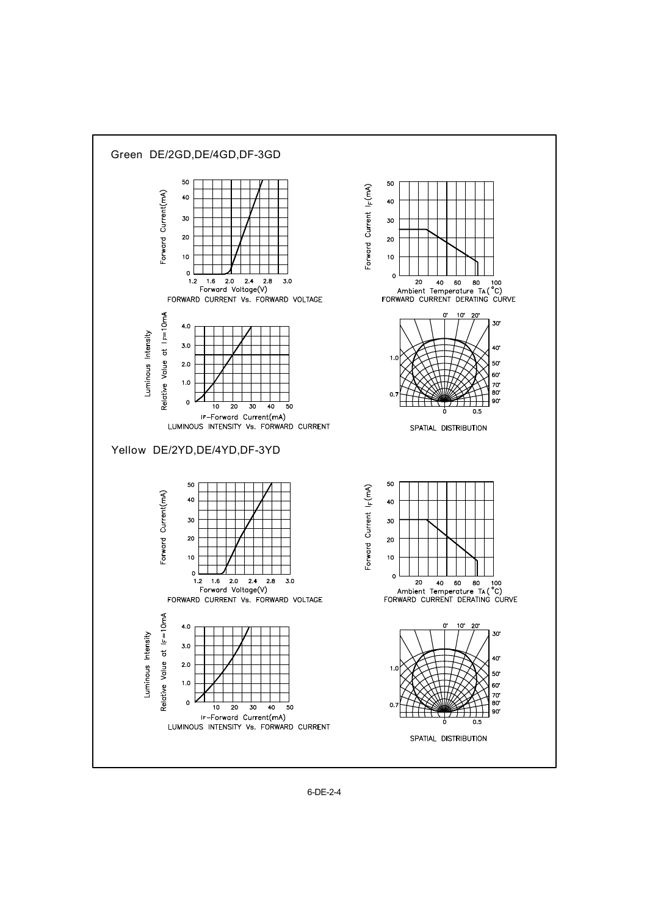## Green DE/2GD,DE/4GD,DF-3GD

FORWARD CURRENT Vs. FORWARD VOLTAGE

FORWARD CURRENT DERATING CURVE

LUMINOUS INTENSITY Vs. FORWARD CURRENT

SPATIAL DISTRIBUTION

## Yellow DE/2YD,DE/4YD,DF-3YD

FORWARD CURRENT Vs. FORWARD VOLTAGE

FORWARD CURRENT DERATING CURVE

LUMINOUS INTENSITY Vs. FORWARD CURRENT

SPATIAL DISTRIBUTION

6-DE-2-4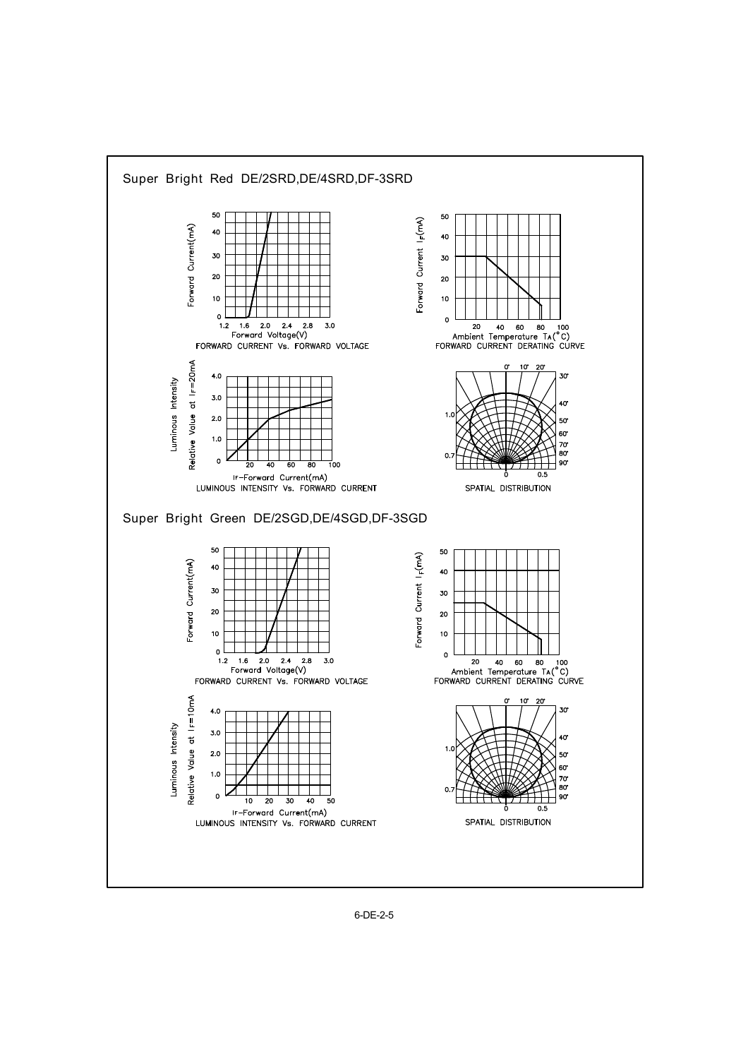## Super Bright Red DE/2SRD,DE/4SRD,DF-3SRD

Forward Current(mA)
50
40
30
20
10
0
1.2 1.6 2.0 2.4 2.8 3.0
Forward Voltage(V)
FORWARD CURRENT Vs. FORWARD VOLTAGE

Forward Current $I_F$(mA)
50
40
30
20
10
0
20 40 60 80 100
Ambient Temperature $T_A$(°C)
FORWARD CURRENT DERATING CURVE

Luminous Intensity
Relative Value at $I_F$=20mA
4.0
3.0
2.0
1.0
0
20 40 60 80 100
$I_F$–Forward Current(mA)
LUMINOUS INTENSITY Vs. FORWARD CURRENT

0° 10° 20° 30° 40° 50° 60° 70° 80° 90°
1.0
0.7
0 0.5
SPATIAL DISTRIBUTION

## Super Bright Green DE/2SGD,DE/4SGD,DF-3SGD

Forward Current(mA)
50
40
30
20
10
0
1.2 1.6 2.0 2.4 2.8 3.0
Forward Voltage(V)
FORWARD CURRENT Vs. FORWARD VOLTAGE

Forward Current $I_F$(mA)
50
40
30
20
10
0
20 40 60 80 100
Ambient Temperature $T_A$(°C)
FORWARD CURRENT DERATING CURVE

Luminous Intensity
Relative Value at $I_F$=10mA
4.0
3.0
2.0
1.0
0
10 20 30 40 50
$I_F$–Forward Current(mA)
LUMINOUS INTENSITY Vs. FORWARD CURRENT

0° 10° 20° 30° 40° 50° 60° 70° 80° 90°
1.0
0.7
0 0.5
SPATIAL DISTRIBUTION

6-DE-2-5